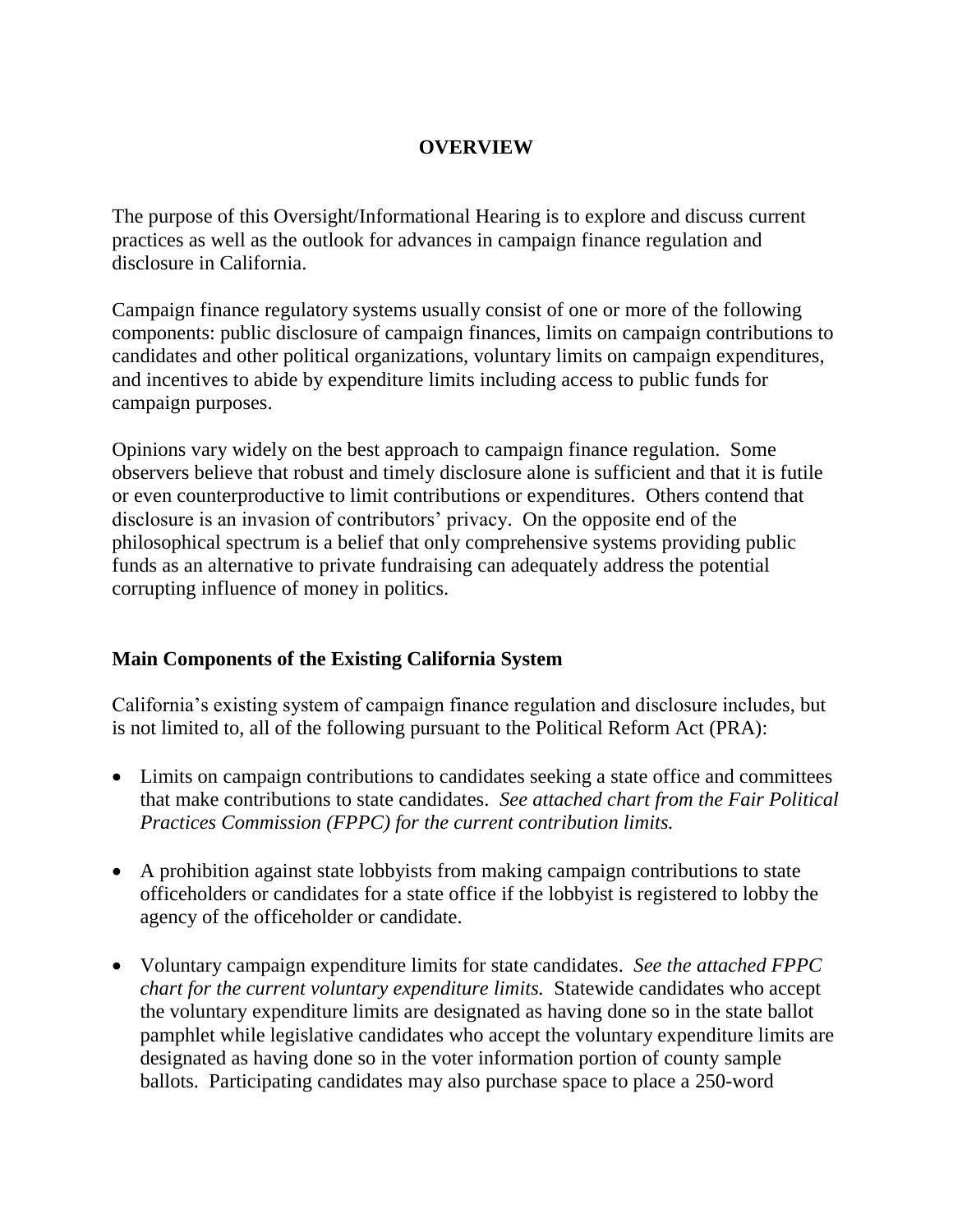# OVERVIEW

The purpose of this Oversight/Informational Hearing is to explore and discuss current practices as well as the outlook for advances in campaign finance regulation and disclosure in California.

Campaign finance regulatory systems usually consist of one or more of the following components: public disclosure of campaign finances, limits on campaign contributions to candidates and other political organizations, voluntary limits on campaign expenditures, and incentives to abide by expenditure limits including access to public funds for campaign purposes.

Opinions vary widely on the best approach to campaign finance regulation. Some observers believe that robust and timely disclosure alone is sufficient and that it is futile or even counterproductive to limit contributions or expenditures. Others contend that disclosure is an invasion of contributors' privacy. On the opposite end of the philosophical spectrum is a belief that only comprehensive systems providing public funds as an alternative to private fundraising can adequately address the potential corrupting influence of money in politics.

## Main Components of the Existing California System

California's existing system of campaign finance regulation and disclosure includes, but is not limited to, all of the following pursuant to the Political Reform Act (PRA):

- Limits on campaign contributions to candidates seeking a state office and committees that make contributions to state candidates. *See attached chart from the Fair Political Practices Commission (FPPC) for the current contribution limits.*

- A prohibition against state lobbyists from making campaign contributions to state officeholders or candidates for a state office if the lobbyist is registered to lobby the agency of the officeholder or candidate.

- Voluntary campaign expenditure limits for state candidates. *See the attached FPPC chart for the current voluntary expenditure limits.* Statewide candidates who accept the voluntary expenditure limits are designated as having done so in the state ballot pamphlet while legislative candidates who accept the voluntary expenditure limits are designated as having done so in the voter information portion of county sample ballots. Participating candidates may also purchase space to place a 250-word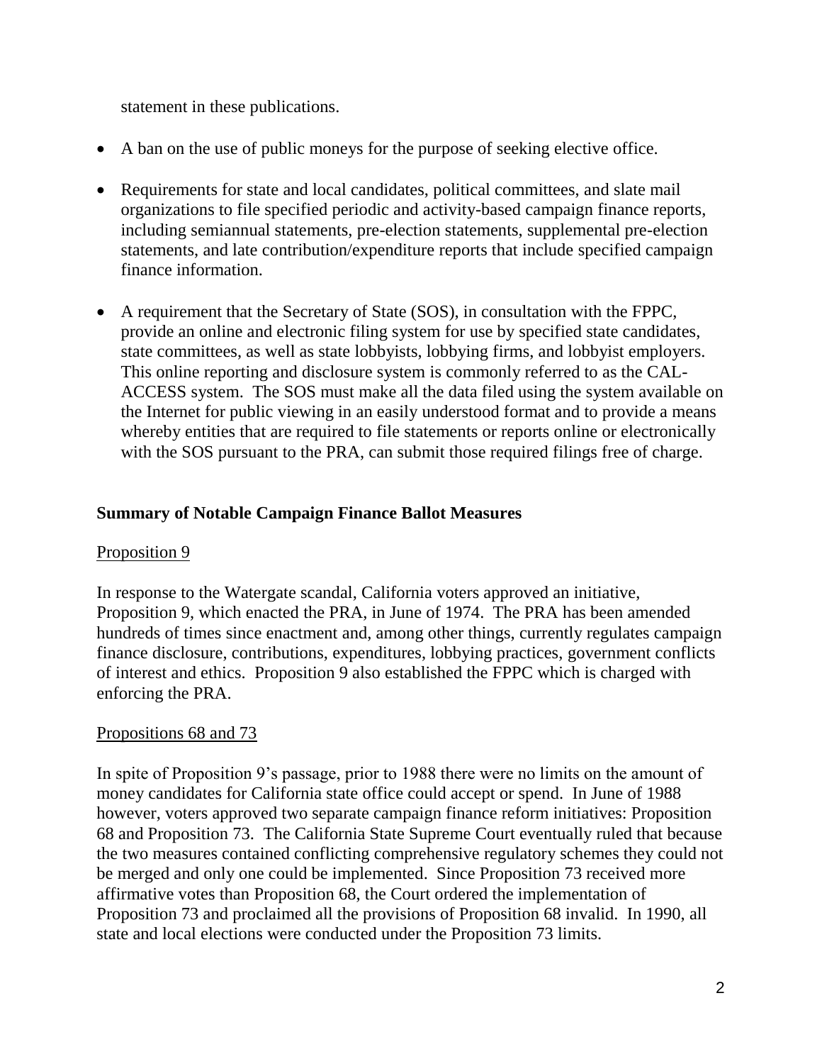statement in these publications.

- A ban on the use of public moneys for the purpose of seeking elective office.

- Requirements for state and local candidates, political committees, and slate mail organizations to file specified periodic and activity-based campaign finance reports, including semiannual statements, pre-election statements, supplemental pre-election statements, and late contribution/expenditure reports that include specified campaign finance information.

- A requirement that the Secretary of State (SOS), in consultation with the FPPC, provide an online and electronic filing system for use by specified state candidates, state committees, as well as state lobbyists, lobbying firms, and lobbyist employers. This online reporting and disclosure system is commonly referred to as the CAL-ACCESS system. The SOS must make all the data filed using the system available on the Internet for public viewing in an easily understood format and to provide a means whereby entities that are required to file statements or reports online or electronically with the SOS pursuant to the PRA, can submit those required filings free of charge.

## Summary of Notable Campaign Finance Ballot Measures

### Proposition 9

In response to the Watergate scandal, California voters approved an initiative, Proposition 9, which enacted the PRA, in June of 1974. The PRA has been amended hundreds of times since enactment and, among other things, currently regulates campaign finance disclosure, contributions, expenditures, lobbying practices, government conflicts of interest and ethics. Proposition 9 also established the FPPC which is charged with enforcing the PRA.

### Propositions 68 and 73

In spite of Proposition 9's passage, prior to 1988 there were no limits on the amount of money candidates for California state office could accept or spend. In June of 1988 however, voters approved two separate campaign finance reform initiatives: Proposition 68 and Proposition 73. The California State Supreme Court eventually ruled that because the two measures contained conflicting comprehensive regulatory schemes they could not be merged and only one could be implemented. Since Proposition 73 received more affirmative votes than Proposition 68, the Court ordered the implementation of Proposition 73 and proclaimed all the provisions of Proposition 68 invalid. In 1990, all state and local elections were conducted under the Proposition 73 limits.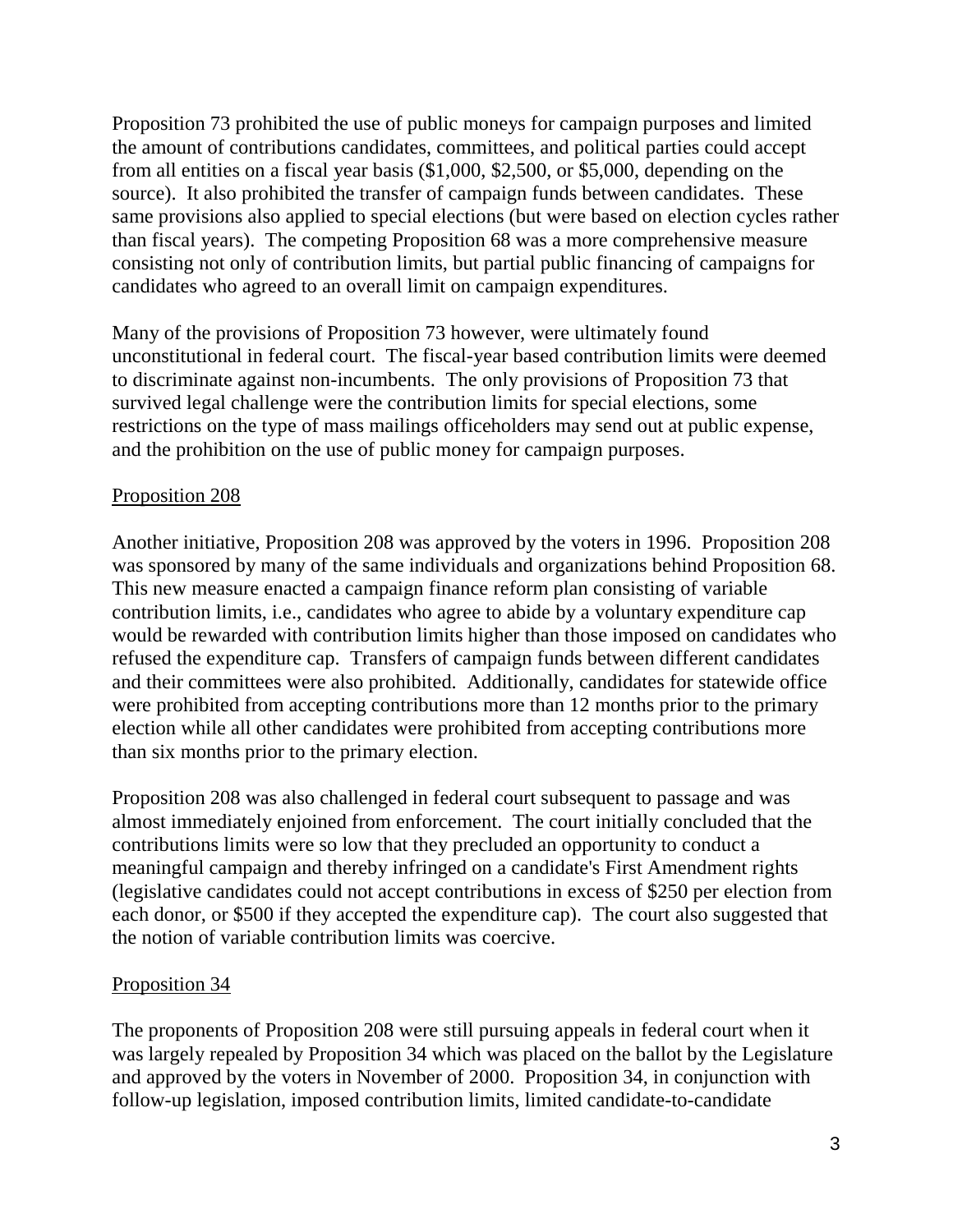Proposition 73 prohibited the use of public moneys for campaign purposes and limited the amount of contributions candidates, committees, and political parties could accept from all entities on a fiscal year basis ($1,000, $2,500, or $5,000, depending on the source). It also prohibited the transfer of campaign funds between candidates. These same provisions also applied to special elections (but were based on election cycles rather than fiscal years). The competing Proposition 68 was a more comprehensive measure consisting not only of contribution limits, but partial public financing of campaigns for candidates who agreed to an overall limit on campaign expenditures.

Many of the provisions of Proposition 73 however, were ultimately found unconstitutional in federal court. The fiscal-year based contribution limits were deemed to discriminate against non-incumbents. The only provisions of Proposition 73 that survived legal challenge were the contribution limits for special elections, some restrictions on the type of mass mailings officeholders may send out at public expense, and the prohibition on the use of public money for campaign purposes.

<u>Proposition 208</u>

Another initiative, Proposition 208 was approved by the voters in 1996. Proposition 208 was sponsored by many of the same individuals and organizations behind Proposition 68. This new measure enacted a campaign finance reform plan consisting of variable contribution limits, i.e., candidates who agree to abide by a voluntary expenditure cap would be rewarded with contribution limits higher than those imposed on candidates who refused the expenditure cap. Transfers of campaign funds between different candidates and their committees were also prohibited. Additionally, candidates for statewide office were prohibited from accepting contributions more than 12 months prior to the primary election while all other candidates were prohibited from accepting contributions more than six months prior to the primary election.

Proposition 208 was also challenged in federal court subsequent to passage and was almost immediately enjoined from enforcement. The court initially concluded that the contributions limits were so low that they precluded an opportunity to conduct a meaningful campaign and thereby infringed on a candidate's First Amendment rights (legislative candidates could not accept contributions in excess of $250 per election from each donor, or $500 if they accepted the expenditure cap). The court also suggested that the notion of variable contribution limits was coercive.

<u>Proposition 34</u>

The proponents of Proposition 208 were still pursuing appeals in federal court when it was largely repealed by Proposition 34 which was placed on the ballot by the Legislature and approved by the voters in November of 2000. Proposition 34, in conjunction with follow-up legislation, imposed contribution limits, limited candidate-to-candidate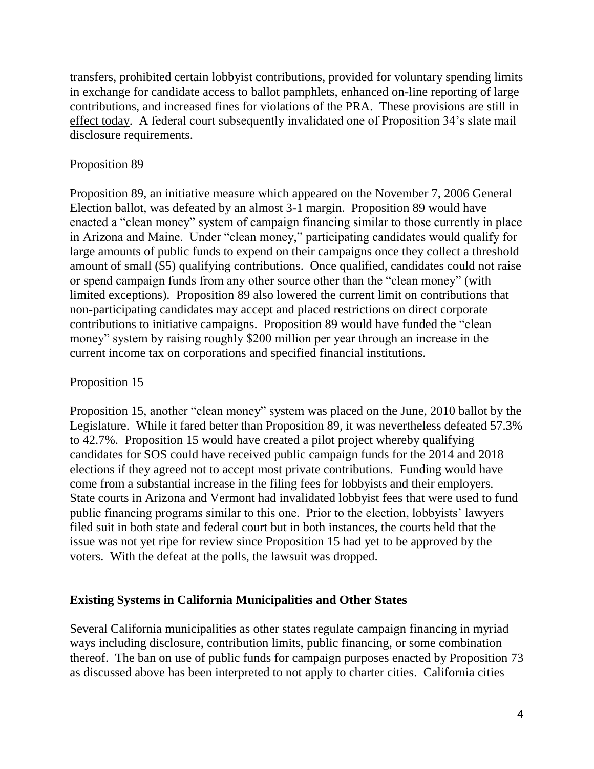transfers, prohibited certain lobbyist contributions, provided for voluntary spending limits in exchange for candidate access to ballot pamphlets, enhanced on-line reporting of large contributions, and increased fines for violations of the PRA. <u>These provisions are still in effect today</u>. A federal court subsequently invalidated one of Proposition 34's slate mail disclosure requirements.

<u>Proposition 89</u>

Proposition 89, an initiative measure which appeared on the November 7, 2006 General Election ballot, was defeated by an almost 3-1 margin. Proposition 89 would have enacted a "clean money" system of campaign financing similar to those currently in place in Arizona and Maine. Under "clean money," participating candidates would qualify for large amounts of public funds to expend on their campaigns once they collect a threshold amount of small ($5) qualifying contributions. Once qualified, candidates could not raise or spend campaign funds from any other source other than the "clean money" (with limited exceptions). Proposition 89 also lowered the current limit on contributions that non-participating candidates may accept and placed restrictions on direct corporate contributions to initiative campaigns. Proposition 89 would have funded the "clean money" system by raising roughly $200 million per year through an increase in the current income tax on corporations and specified financial institutions.

<u>Proposition 15</u>

Proposition 15, another "clean money" system was placed on the June, 2010 ballot by the Legislature. While it fared better than Proposition 89, it was nevertheless defeated 57.3% to 42.7%. Proposition 15 would have created a pilot project whereby qualifying candidates for SOS could have received public campaign funds for the 2014 and 2018 elections if they agreed not to accept most private contributions. Funding would have come from a substantial increase in the filing fees for lobbyists and their employers. State courts in Arizona and Vermont had invalidated lobbyist fees that were used to fund public financing programs similar to this one. Prior to the election, lobbyists' lawyers filed suit in both state and federal court but in both instances, the courts held that the issue was not yet ripe for review since Proposition 15 had yet to be approved by the voters. With the defeat at the polls, the lawsuit was dropped.

**Existing Systems in California Municipalities and Other States**

Several California municipalities as other states regulate campaign financing in myriad ways including disclosure, contribution limits, public financing, or some combination thereof. The ban on use of public funds for campaign purposes enacted by Proposition 73 as discussed above has been interpreted to not apply to charter cities. California cities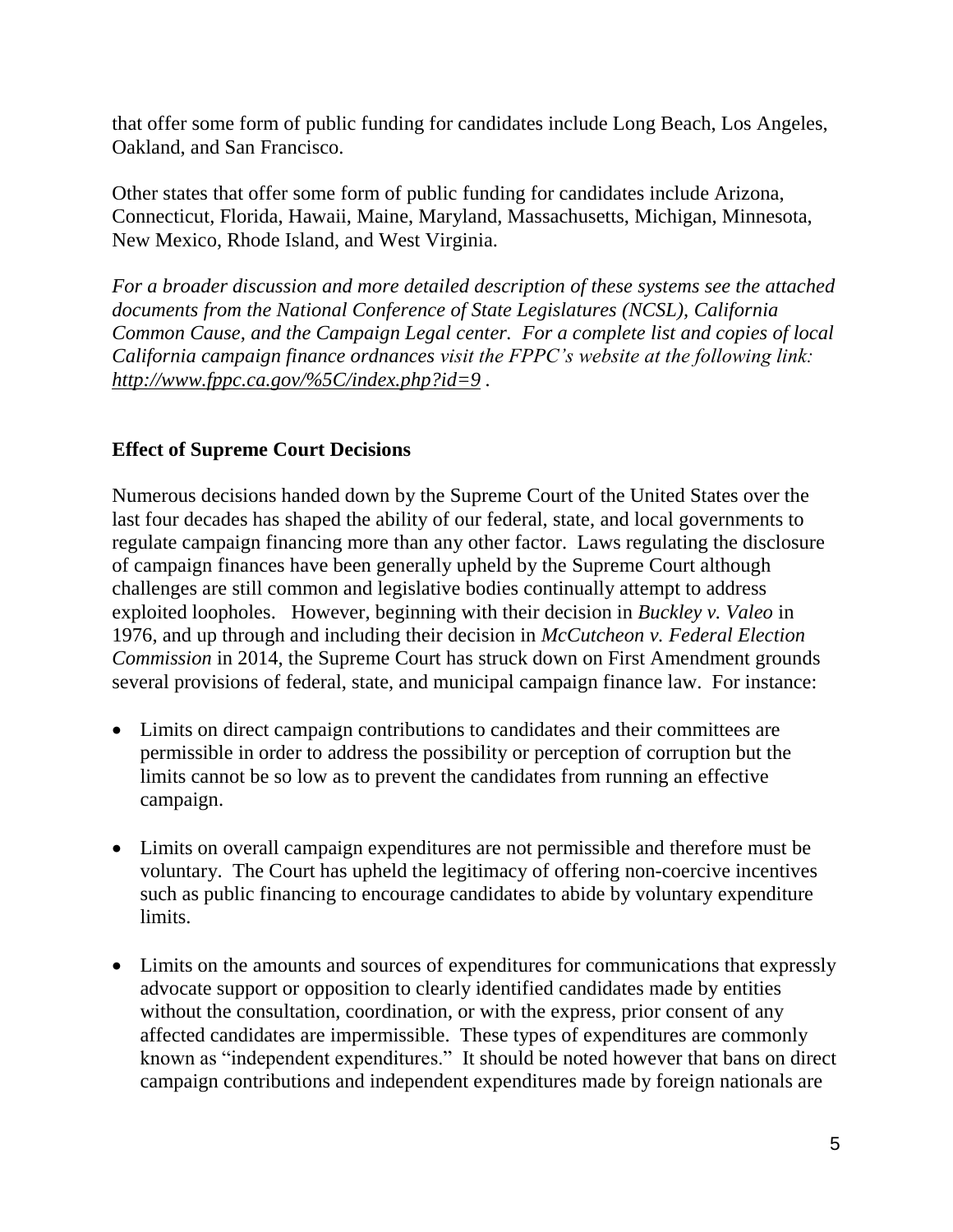that offer some form of public funding for candidates include Long Beach, Los Angeles, Oakland, and San Francisco.

Other states that offer some form of public funding for candidates include Arizona, Connecticut, Florida, Hawaii, Maine, Maryland, Massachusetts, Michigan, Minnesota, New Mexico, Rhode Island, and West Virginia.

*For a broader discussion and more detailed description of these systems see the attached documents from the National Conference of State Legislatures (NCSL), California Common Cause, and the Campaign Legal center. For a complete list and copies of local California campaign finance ordnances visit the FPPC's website at the following link: http://www.fppc.ca.gov/%5C/index.php?id=9 .*

## Effect of Supreme Court Decisions

Numerous decisions handed down by the Supreme Court of the United States over the last four decades has shaped the ability of our federal, state, and local governments to regulate campaign financing more than any other factor. Laws regulating the disclosure of campaign finances have been generally upheld by the Supreme Court although challenges are still common and legislative bodies continually attempt to address exploited loopholes. However, beginning with their decision in *Buckley v. Valeo* in 1976, and up through and including their decision in *McCutcheon v. Federal Election Commission* in 2014, the Supreme Court has struck down on First Amendment grounds several provisions of federal, state, and municipal campaign finance law. For instance:

- Limits on direct campaign contributions to candidates and their committees are permissible in order to address the possibility or perception of corruption but the limits cannot be so low as to prevent the candidates from running an effective campaign.
- Limits on overall campaign expenditures are not permissible and therefore must be voluntary. The Court has upheld the legitimacy of offering non-coercive incentives such as public financing to encourage candidates to abide by voluntary expenditure limits.
- Limits on the amounts and sources of expenditures for communications that expressly advocate support or opposition to clearly identified candidates made by entities without the consultation, coordination, or with the express, prior consent of any affected candidates are impermissible. These types of expenditures are commonly known as "independent expenditures." It should be noted however that bans on direct campaign contributions and independent expenditures made by foreign nationals are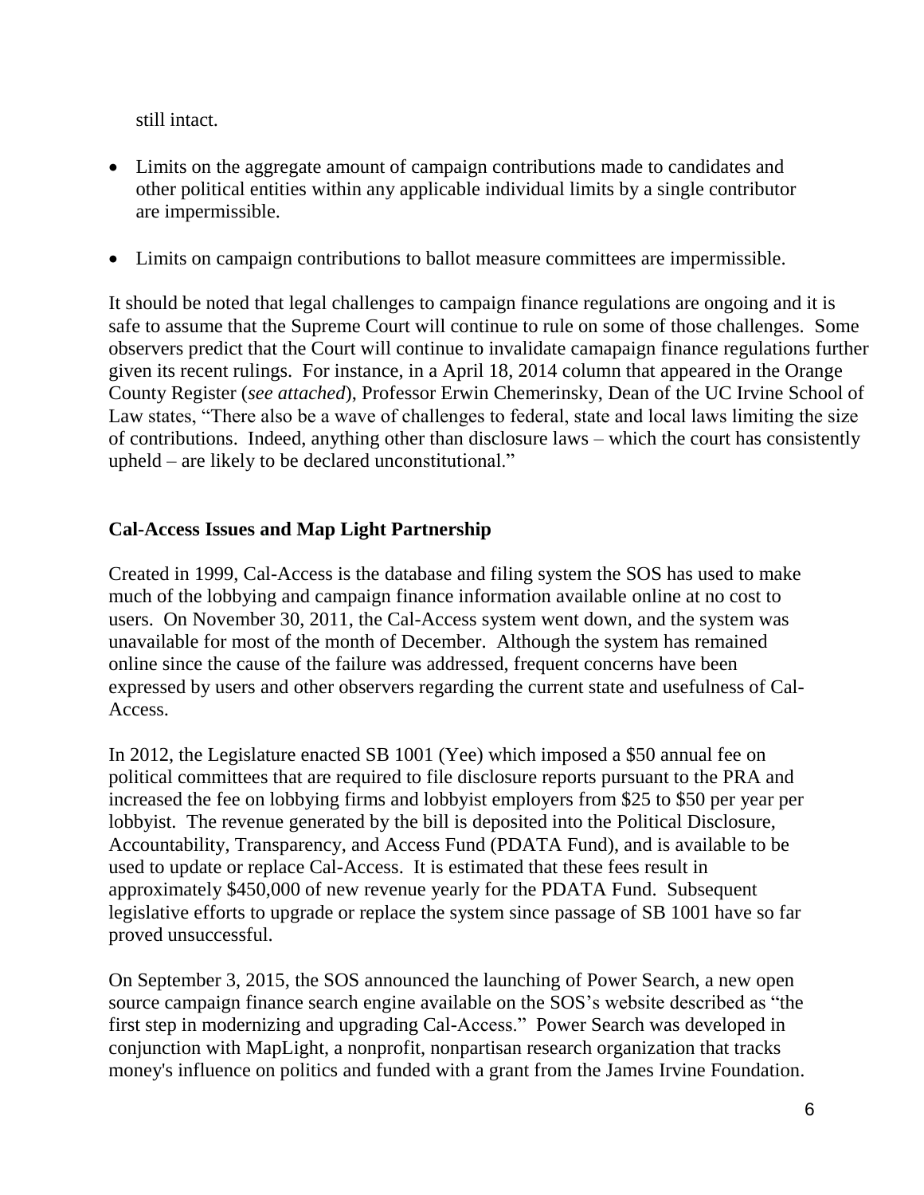still intact.

- Limits on the aggregate amount of campaign contributions made to candidates and other political entities within any applicable individual limits by a single contributor are impermissible.

- Limits on campaign contributions to ballot measure committees are impermissible.

It should be noted that legal challenges to campaign finance regulations are ongoing and it is safe to assume that the Supreme Court will continue to rule on some of those challenges. Some observers predict that the Court will continue to invalidate camapaign finance regulations further given its recent rulings. For instance, in a April 18, 2014 column that appeared in the Orange County Register (*see attached*), Professor Erwin Chemerinsky, Dean of the UC Irvine School of Law states, "There also be a wave of challenges to federal, state and local laws limiting the size of contributions. Indeed, anything other than disclosure laws – which the court has consistently upheld – are likely to be declared unconstitutional."

**Cal-Access Issues and Map Light Partnership**

Created in 1999, Cal-Access is the database and filing system the SOS has used to make much of the lobbying and campaign finance information available online at no cost to users. On November 30, 2011, the Cal-Access system went down, and the system was unavailable for most of the month of December. Although the system has remained online since the cause of the failure was addressed, frequent concerns have been expressed by users and other observers regarding the current state and usefulness of Cal-Access.

In 2012, the Legislature enacted SB 1001 (Yee) which imposed a $50 annual fee on political committees that are required to file disclosure reports pursuant to the PRA and increased the fee on lobbying firms and lobbyist employers from $25 to $50 per year per lobbyist. The revenue generated by the bill is deposited into the Political Disclosure, Accountability, Transparency, and Access Fund (PDATA Fund), and is available to be used to update or replace Cal-Access. It is estimated that these fees result in approximately $450,000 of new revenue yearly for the PDATA Fund. Subsequent legislative efforts to upgrade or replace the system since passage of SB 1001 have so far proved unsuccessful.

On September 3, 2015, the SOS announced the launching of Power Search, a new open source campaign finance search engine available on the SOS's website described as "the first step in modernizing and upgrading Cal-Access." Power Search was developed in conjunction with MapLight, a nonprofit, nonpartisan research organization that tracks money's influence on politics and funded with a grant from the James Irvine Foundation.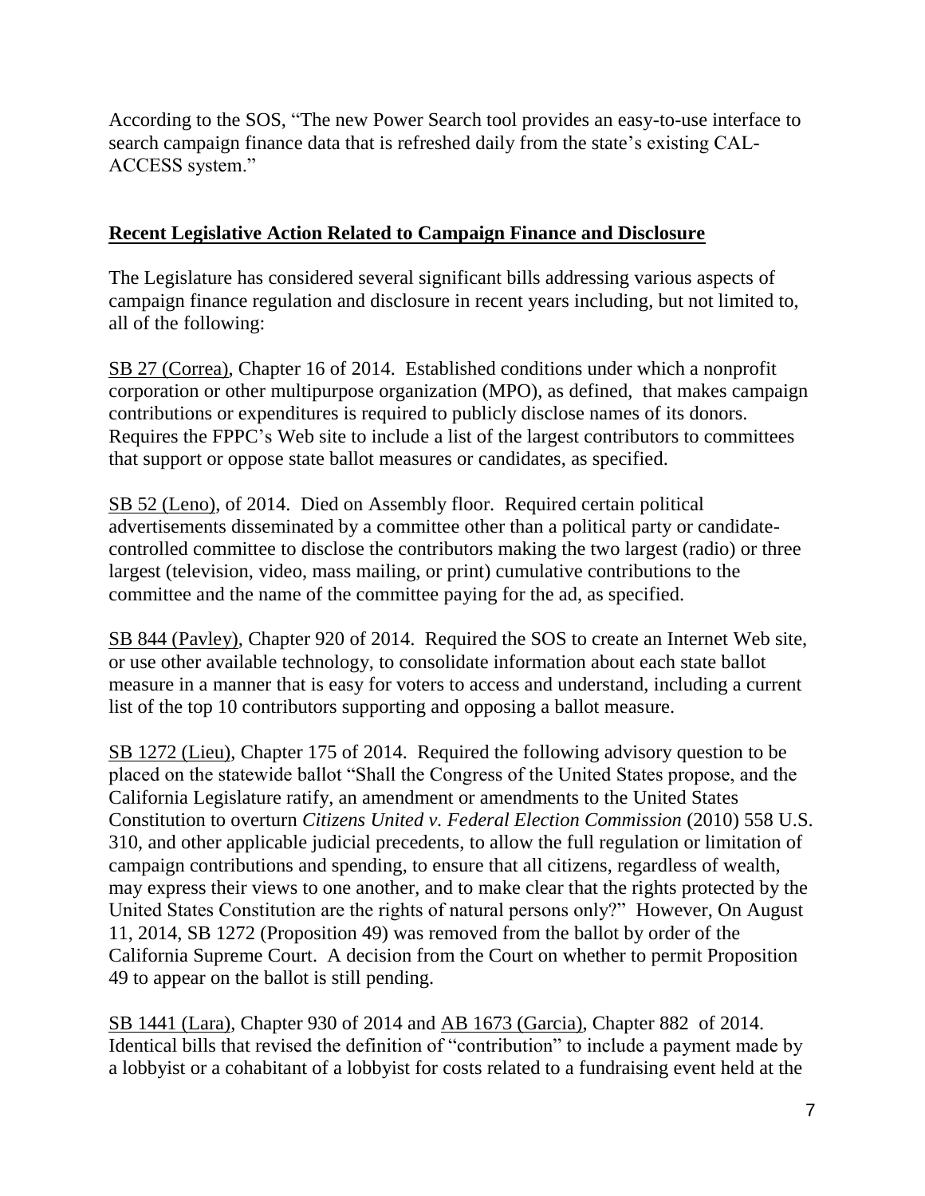According to the SOS, "The new Power Search tool provides an easy-to-use interface to search campaign finance data that is refreshed daily from the state's existing CAL-ACCESS system."

## Recent Legislative Action Related to Campaign Finance and Disclosure

The Legislature has considered several significant bills addressing various aspects of campaign finance regulation and disclosure in recent years including, but not limited to, all of the following:

SB 27 (Correa), Chapter 16 of 2014. Established conditions under which a nonprofit corporation or other multipurpose organization (MPO), as defined, that makes campaign contributions or expenditures is required to publicly disclose names of its donors. Requires the FPPC's Web site to include a list of the largest contributors to committees that support or oppose state ballot measures or candidates, as specified.

SB 52 (Leno), of 2014. Died on Assembly floor. Required certain political advertisements disseminated by a committee other than a political party or candidate-controlled committee to disclose the contributors making the two largest (radio) or three largest (television, video, mass mailing, or print) cumulative contributions to the committee and the name of the committee paying for the ad, as specified.

SB 844 (Pavley), Chapter 920 of 2014. Required the SOS to create an Internet Web site, or use other available technology, to consolidate information about each state ballot measure in a manner that is easy for voters to access and understand, including a current list of the top 10 contributors supporting and opposing a ballot measure.

SB 1272 (Lieu), Chapter 175 of 2014. Required the following advisory question to be placed on the statewide ballot "Shall the Congress of the United States propose, and the California Legislature ratify, an amendment or amendments to the United States Constitution to overturn *Citizens United v. Federal Election Commission* (2010) 558 U.S. 310, and other applicable judicial precedents, to allow the full regulation or limitation of campaign contributions and spending, to ensure that all citizens, regardless of wealth, may express their views to one another, and to make clear that the rights protected by the United States Constitution are the rights of natural persons only?" However, On August 11, 2014, SB 1272 (Proposition 49) was removed from the ballot by order of the California Supreme Court. A decision from the Court on whether to permit Proposition 49 to appear on the ballot is still pending.

SB 1441 (Lara), Chapter 930 of 2014 and AB 1673 (Garcia), Chapter 882 of 2014. Identical bills that revised the definition of "contribution" to include a payment made by a lobbyist or a cohabitant of a lobbyist for costs related to a fundraising event held at the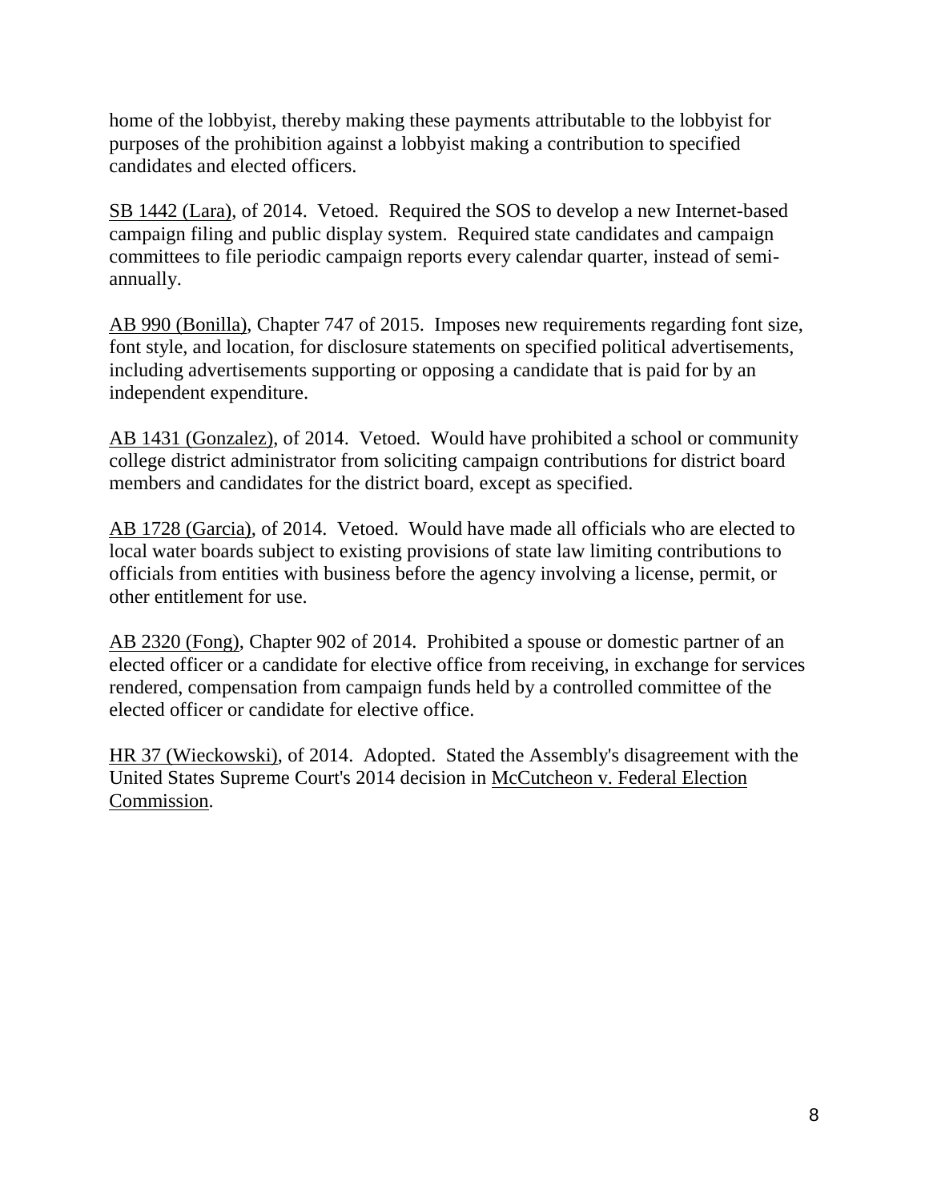home of the lobbyist, thereby making these payments attributable to the lobbyist for purposes of the prohibition against a lobbyist making a contribution to specified candidates and elected officers.

SB 1442 (Lara), of 2014. Vetoed. Required the SOS to develop a new Internet-based campaign filing and public display system. Required state candidates and campaign committees to file periodic campaign reports every calendar quarter, instead of semi-annually.

AB 990 (Bonilla), Chapter 747 of 2015. Imposes new requirements regarding font size, font style, and location, for disclosure statements on specified political advertisements, including advertisements supporting or opposing a candidate that is paid for by an independent expenditure.

AB 1431 (Gonzalez), of 2014. Vetoed. Would have prohibited a school or community college district administrator from soliciting campaign contributions for district board members and candidates for the district board, except as specified.

AB 1728 (Garcia), of 2014. Vetoed. Would have made all officials who are elected to local water boards subject to existing provisions of state law limiting contributions to officials from entities with business before the agency involving a license, permit, or other entitlement for use.

AB 2320 (Fong), Chapter 902 of 2014. Prohibited a spouse or domestic partner of an elected officer or a candidate for elective office from receiving, in exchange for services rendered, compensation from campaign funds held by a controlled committee of the elected officer or candidate for elective office.

HR 37 (Wieckowski), of 2014. Adopted. Stated the Assembly's disagreement with the United States Supreme Court's 2014 decision in McCutcheon v. Federal Election Commission.